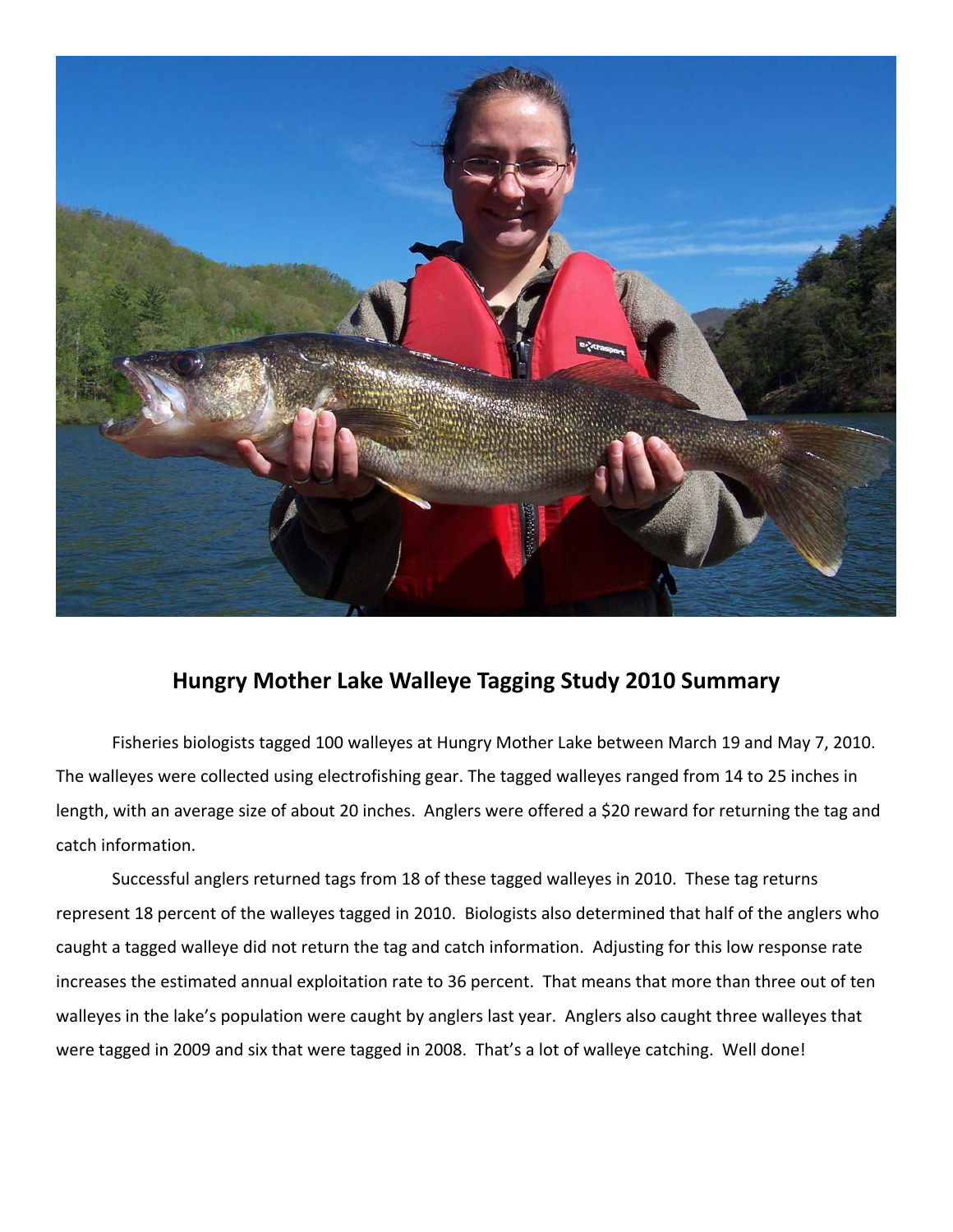## Hungry Mother Lake Walleye Tagging Study 2010 Summary

Fisheries biologists tagged 100 walleyes at Hungry Mother Lake between March 19 and May 7, 2010. The walleyes were collected using electrofishing gear. The tagged walleyes ranged from 14 to 25 inches in length, with an average size of about 20 inches. Anglers were offered a $20 reward for returning the tag and catch information.

Successful anglers returned tags from 18 of these tagged walleyes in 2010. These tag returns represent 18 percent of the walleyes tagged in 2010. Biologists also determined that half of the anglers who caught a tagged walleye did not return the tag and catch information. Adjusting for this low response rate increases the estimated annual exploitation rate to 36 percent. That means that more than three out of ten walleyes in the lake's population were caught by anglers last year. Anglers also caught three walleyes that were tagged in 2009 and six that were tagged in 2008. That's a lot of walleye catching. Well done!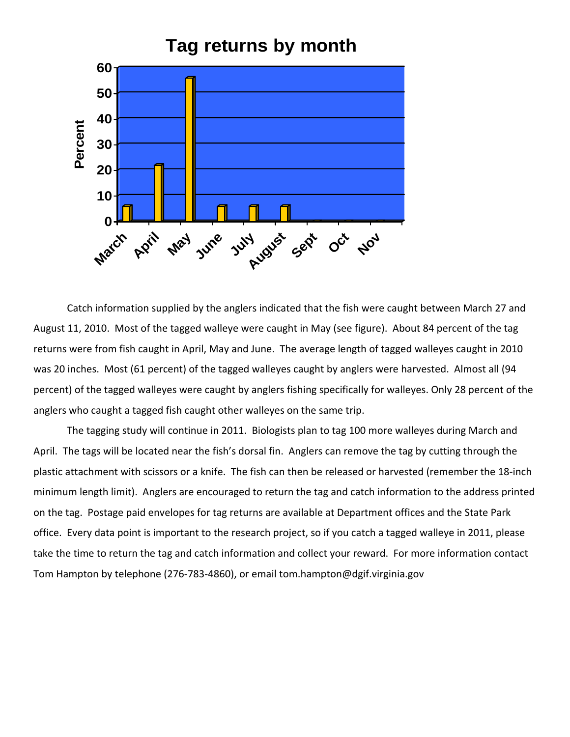Tag returns by month

Percent

0
10
20
30
40
50
60

March
April
May
June
July
August
Sept
Oct
Nov

Catch information supplied by the anglers indicated that the fish were caught between March 27 and August 11, 2010. Most of the tagged walleye were caught in May (see figure). About 84 percent of the tag returns were from fish caught in April, May and June. The average length of tagged walleyes caught in 2010 was 20 inches. Most (61 percent) of the tagged walleyes caught by anglers were harvested. Almost all (94 percent) of the tagged walleyes were caught by anglers fishing specifically for walleyes. Only 28 percent of the anglers who caught a tagged fish caught other walleyes on the same trip.

The tagging study will continue in 2011. Biologists plan to tag 100 more walleyes during March and April. The tags will be located near the fish's dorsal fin. Anglers can remove the tag by cutting through the plastic attachment with scissors or a knife. The fish can then be released or harvested (remember the 18-inch minimum length limit). Anglers are encouraged to return the tag and catch information to the address printed on the tag. Postage paid envelopes for tag returns are available at Department offices and the State Park office. Every data point is important to the research project, so if you catch a tagged walleye in 2011, please take the time to return the tag and catch information and collect your reward. For more information contact Tom Hampton by telephone (276-783-4860), or email tom.hampton@dgif.virginia.gov